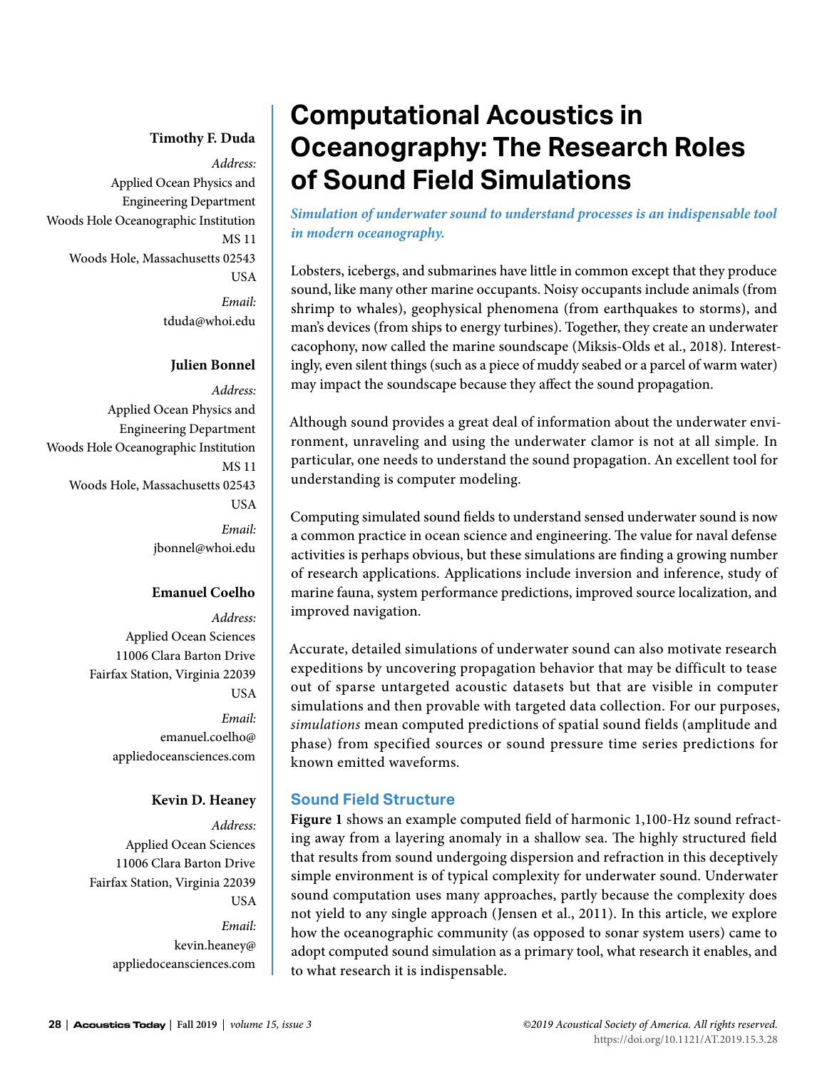# Computational Acoustics in Oceanography: The Research Roles of Sound Field Simulations

**Timothy F. Duda**

*Address:*
Applied Ocean Physics and Engineering Department
Woods Hole Oceanographic Institution
MS 11
Woods Hole, Massachusetts 02543
USA

*Email:*
tduda@whoi.edu

**Julien Bonnel**

*Address:*
Applied Ocean Physics and Engineering Department
Woods Hole Oceanographic Institution
MS 11
Woods Hole, Massachusetts 02543
USA

*Email:*
jbonnel@whoi.edu

**Emanuel Coelho**

*Address:*
Applied Ocean Sciences
11006 Clara Barton Drive
Fairfax Station, Virginia 22039
USA

*Email:*
emanuel.coelho@appliedoceansciences.com

**Kevin D. Heaney**

*Address:*
Applied Ocean Sciences
11006 Clara Barton Drive
Fairfax Station, Virginia 22039
USA

*Email:*
kevin.heaney@appliedoceansciences.com

***Simulation of underwater sound to understand processes is an indispensable tool in modern oceanography.***

Lobsters, icebergs, and submarines have little in common except that they produce sound, like many other marine occupants. Noisy occupants include animals (from shrimp to whales), geophysical phenomena (from earthquakes to storms), and man's devices (from ships to energy turbines). Together, they create an underwater cacophony, now called the marine soundscape (Miksis-Olds et al., 2018). Interestingly, even silent things (such as a piece of muddy seabed or a parcel of warm water) may impact the soundscape because they affect the sound propagation.

Although sound provides a great deal of information about the underwater environment, unraveling and using the underwater clamor is not at all simple. In particular, one needs to understand the sound propagation. An excellent tool for understanding is computer modeling.

Computing simulated sound fields to understand sensed underwater sound is now a common practice in ocean science and engineering. The value for naval defense activities is perhaps obvious, but these simulations are finding a growing number of research applications. Applications include inversion and inference, study of marine fauna, system performance predictions, improved source localization, and improved navigation.

Accurate, detailed simulations of underwater sound can also motivate research expeditions by uncovering propagation behavior that may be difficult to tease out of sparse untargeted acoustic datasets but that are visible in computer simulations and then provable with targeted data collection. For our purposes, *simulations* mean computed predictions of spatial sound fields (amplitude and phase) from specified sources or sound pressure time series predictions for known emitted waveforms.

## Sound Field Structure

**Figure 1** shows an example computed field of harmonic 1,100-Hz sound refracting away from a layering anomaly in a shallow sea. The highly structured field that results from sound undergoing dispersion and refraction in this deceptively simple environment is of typical complexity for underwater sound. Underwater sound computation uses many approaches, partly because the complexity does not yield to any single approach (Jensen et al., 2011). In this article, we explore how the oceanographic community (as opposed to sonar system users) came to adopt computed sound simulation as a primary tool, what research it enables, and to what research it is indispensable.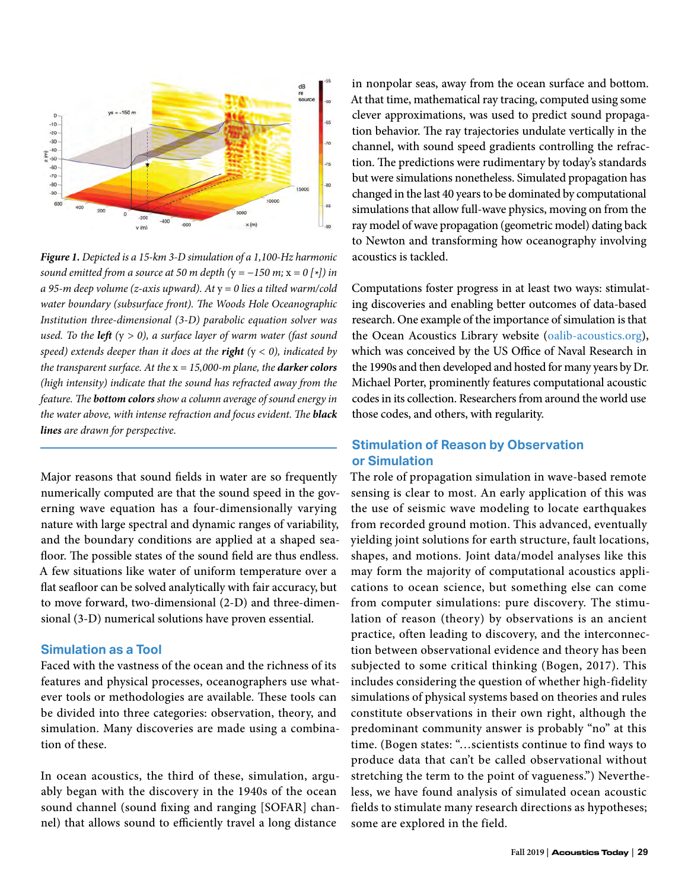*Figure 1. Depicted is a 15-km 3-D simulation of a 1,100-Hz harmonic sound emitted from a source at 50 m depth (y = −150 m; x = 0 [*]) in a 95-m deep volume (z-axis upward). At y = 0 lies a tilted warm/cold water boundary (subsurface front). The Woods Hole Oceanographic Institution three-dimensional (3-D) parabolic equation solver was used. To the **left** (y > 0), a surface layer of warm water (fast sound speed) extends deeper than it does at the **right** (y < 0), indicated by the transparent surface. At the x = 15,000-m plane, the **darker colors** (high intensity) indicate that the sound has refracted away from the feature. The **bottom colors** show a column average of sound energy in the water above, with intense refraction and focus evident. The **black lines** are drawn for perspective.*

Major reasons that sound fields in water are so frequently numerically computed are that the sound speed in the governing wave equation has a four-dimensionally varying nature with large spectral and dynamic ranges of variability, and the boundary conditions are applied at a shaped seafloor. The possible states of the sound field are thus endless. A few situations like water of uniform temperature over a flat seafloor can be solved analytically with fair accuracy, but to move forward, two-dimensional (2-D) and three-dimensional (3-D) numerical solutions have proven essential.

## Simulation as a Tool

Faced with the vastness of the ocean and the richness of its features and physical processes, oceanographers use whatever tools or methodologies are available. These tools can be divided into three categories: observation, theory, and simulation. Many discoveries are made using a combination of these.

In ocean acoustics, the third of these, simulation, arguably began with the discovery in the 1940s of the ocean sound channel (sound fixing and ranging [SOFAR] channel) that allows sound to efficiently travel a long distance in nonpolar seas, away from the ocean surface and bottom. At that time, mathematical ray tracing, computed using some clever approximations, was used to predict sound propagation behavior. The ray trajectories undulate vertically in the channel, with sound speed gradients controlling the refraction. The predictions were rudimentary by today's standards but were simulations nonetheless. Simulated propagation has changed in the last 40 years to be dominated by computational simulations that allow full-wave physics, moving on from the ray model of wave propagation (geometric model) dating back to Newton and transforming how oceanography involving acoustics is tackled.

Computations foster progress in at least two ways: stimulating discoveries and enabling better outcomes of data-based research. One example of the importance of simulation is that the Ocean Acoustics Library website (oalib-acoustics.org), which was conceived by the US Office of Naval Research in the 1990s and then developed and hosted for many years by Dr. Michael Porter, prominently features computational acoustic codes in its collection. Researchers from around the world use those codes, and others, with regularity.

## Stimulation of Reason by Observation or Simulation

The role of propagation simulation in wave-based remote sensing is clear to most. An early application of this was the use of seismic wave modeling to locate earthquakes from recorded ground motion. This advanced, eventually yielding joint solutions for earth structure, fault locations, shapes, and motions. Joint data/model analyses like this may form the majority of computational acoustics applications to ocean science, but something else can come from computer simulations: pure discovery. The stimulation of reason (theory) by observations is an ancient practice, often leading to discovery, and the interconnection between observational evidence and theory has been subjected to some critical thinking (Bogen, 2017). This includes considering the question of whether high-fidelity simulations of physical systems based on theories and rules constitute observations in their own right, although the predominant community answer is probably "no" at this time. (Bogen states: "…scientists continue to find ways to produce data that can't be called observational without stretching the term to the point of vagueness.") Nevertheless, we have found analysis of simulated ocean acoustic fields to stimulate many research directions as hypotheses; some are explored in the field.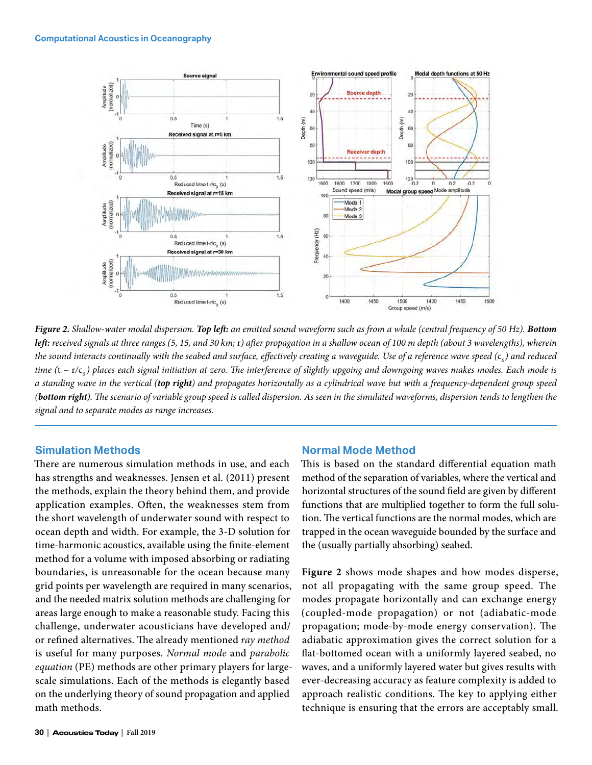*Figure 2. Shallow-water modal dispersion. **Top left:** an emitted sound waveform such as from a whale (central frequency of 50 Hz). **Bottom left:** received signals at three ranges (5, 15, and 30 km; r) after propagation in a shallow ocean of 100 m depth (about 3 wavelengths), wherein the sound interacts continually with the seabed and surface, effectively creating a waveguide. Use of a reference wave speed ($c_0$) and reduced time ($t - r/c_0$) places each signal initiation at zero. The interference of slightly upgoing and downgoing waves makes modes. Each mode is a standing wave in the vertical (**top right**) and propagates horizontally as a cylindrical wave but with a frequency-dependent group speed (**bottom right**). The scenario of variable group speed is called dispersion. As seen in the simulated waveforms, dispersion tends to lengthen the signal and to separate modes as range increases.*

## Simulation Methods

There are numerous simulation methods in use, and each has strengths and weaknesses. Jensen et al. (2011) present the methods, explain the theory behind them, and provide application examples. Often, the weaknesses stem from the short wavelength of underwater sound with respect to ocean depth and width. For example, the 3-D solution for time-harmonic acoustics, available using the finite-element method for a volume with imposed absorbing or radiating boundaries, is unreasonable for the ocean because many grid points per wavelength are required in many scenarios, and the needed matrix solution methods are challenging for areas large enough to make a reasonable study. Facing this challenge, underwater acousticians have developed and/or refined alternatives. The already mentioned *ray method* is useful for many purposes. *Normal mode* and *parabolic equation* (PE) methods are other primary players for large-scale simulations. Each of the methods is elegantly based on the underlying theory of sound propagation and applied math methods.

## Normal Mode Method

This is based on the standard differential equation math method of the separation of variables, where the vertical and horizontal structures of the sound field are given by different functions that are multiplied together to form the full solution. The vertical functions are the normal modes, which are trapped in the ocean waveguide bounded by the surface and the (usually partially absorbing) seabed.

**Figure 2** shows mode shapes and how modes disperse, not all propagating with the same group speed. The modes propagate horizontally and can exchange energy (coupled-mode propagation) or not (adiabatic-mode propagation; mode-by-mode energy conservation). The adiabatic approximation gives the correct solution for a flat-bottomed ocean with a uniformly layered seabed, no waves, and a uniformly layered water but gives results with ever-decreasing accuracy as feature complexity is added to approach realistic conditions. The key to applying either technique is ensuring that the errors are acceptably small.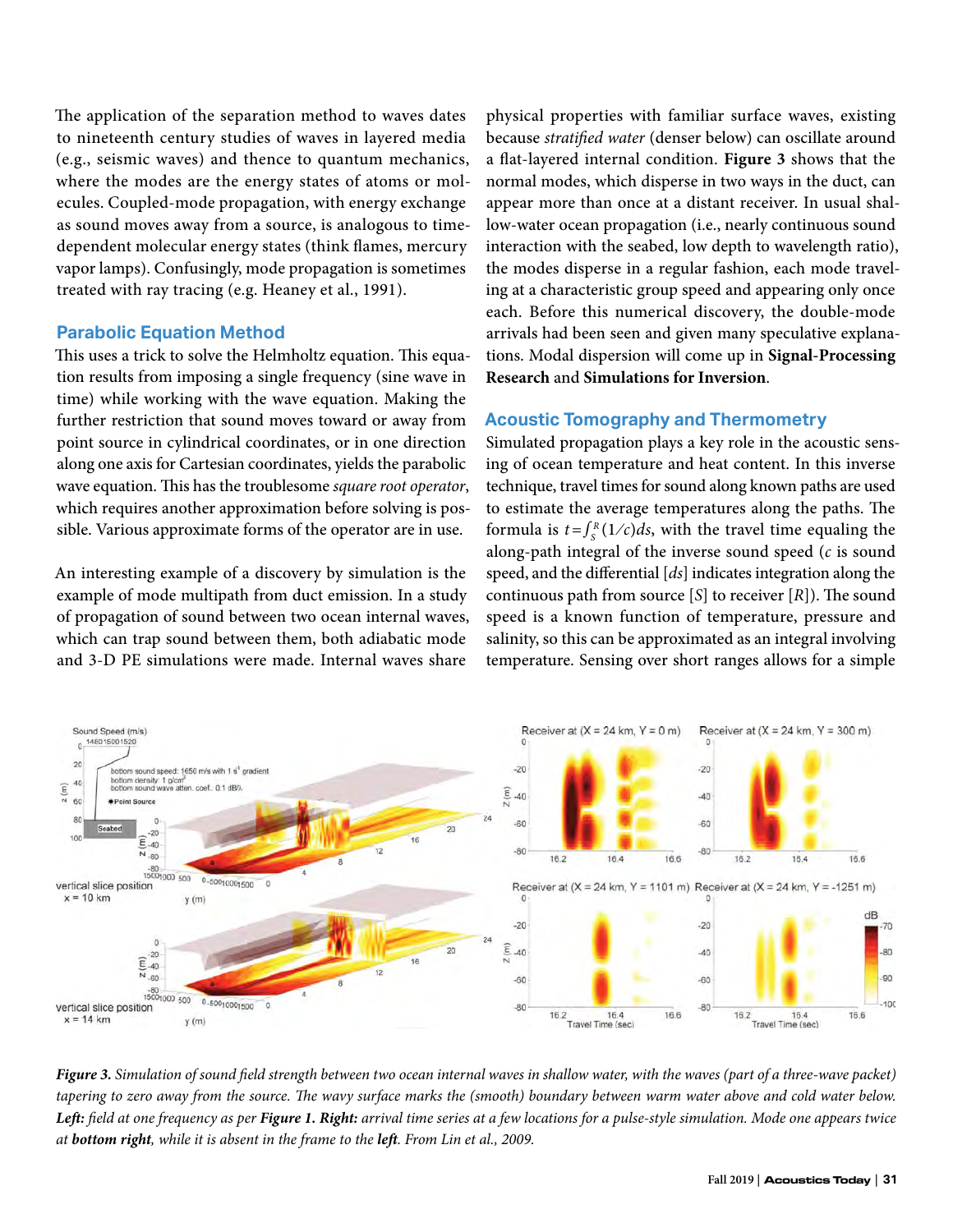The application of the separation method to waves dates to nineteenth century studies of waves in layered media (e.g., seismic waves) and thence to quantum mechanics, where the modes are the energy states of atoms or molecules. Coupled-mode propagation, with energy exchange as sound moves away from a source, is analogous to time-dependent molecular energy states (think flames, mercury vapor lamps). Confusingly, mode propagation is sometimes treated with ray tracing (e.g. Heaney et al., 1991).

## Parabolic Equation Method

This uses a trick to solve the Helmholtz equation. This equation results from imposing a single frequency (sine wave in time) while working with the wave equation. Making the further restriction that sound moves toward or away from point source in cylindrical coordinates, or in one direction along one axis for Cartesian coordinates, yields the parabolic wave equation. This has the troublesome *square root operator*, which requires another approximation before solving is possible. Various approximate forms of the operator are in use.

An interesting example of a discovery by simulation is the example of mode multipath from duct emission. In a study of propagation of sound between two ocean internal waves, which can trap sound between them, both adiabatic mode and 3-D PE simulations were made. Internal waves share physical properties with familiar surface waves, existing because *stratified water* (denser below) can oscillate around a flat-layered internal condition. **Figure 3** shows that the normal modes, which disperse in two ways in the duct, can appear more than once at a distant receiver. In usual shallow-water ocean propagation (i.e., nearly continuous sound interaction with the seabed, low depth to wavelength ratio), the modes disperse in a regular fashion, each mode traveling at a characteristic group speed and appearing only once each. Before this numerical discovery, the double-mode arrivals had been seen and given many speculative explanations. Modal dispersion will come up in **Signal-Processing Research** and **Simulations for Inversion**.

## Acoustic Tomography and Thermometry

Simulated propagation plays a key role in the acoustic sensing of ocean temperature and heat content. In this inverse technique, travel times for sound along known paths are used to estimate the average temperatures along the paths. The formula is $t = \int_S^R (1/c)ds$, with the travel time equaling the along-path integral of the inverse sound speed ($c$ is sound speed, and the differential [$ds$] indicates integration along the continuous path from source [$S$] to receiver [$R$]). The sound speed is a known function of temperature, pressure and salinity, so this can be approximated as an integral involving temperature. Sensing over short ranges allows for a simple

*Figure 3. Simulation of sound field strength between two ocean internal waves in shallow water, with the waves (part of a three-wave packet) tapering to zero away from the source. The wavy surface marks the (smooth) boundary between warm water above and cold water below.* ***Left:*** *field at one frequency as per* ***Figure 1.*** ***Right:*** *arrival time series at a few locations for a pulse-style simulation. Mode one appears twice at* ***bottom right****, while it is absent in the frame to the* ***left****. From Lin et al., 2009.*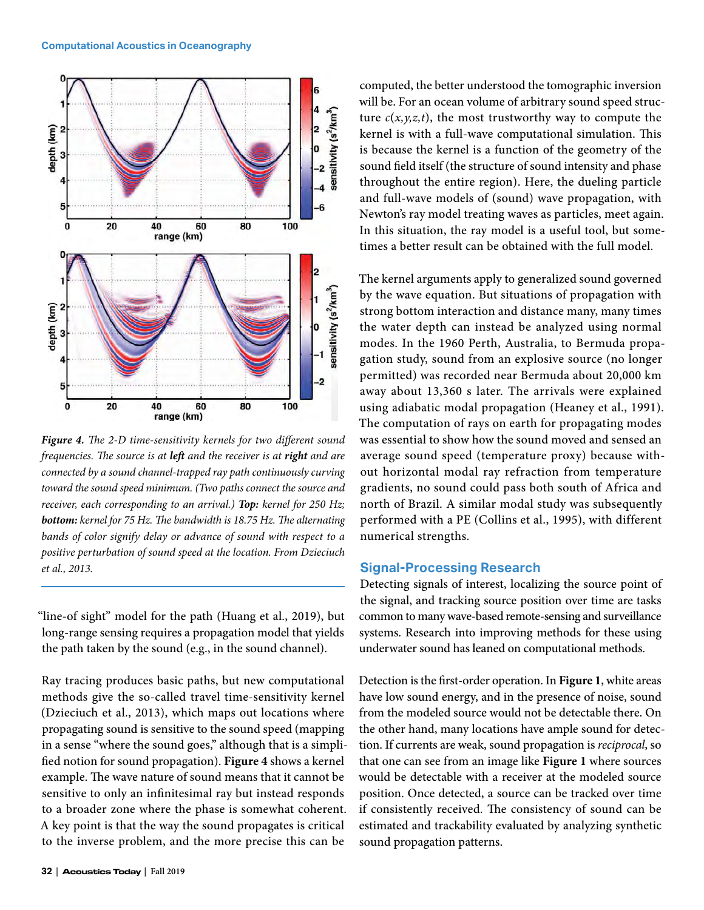*Figure 4. The 2-D time-sensitivity kernels for two different sound frequencies. The source is at **left** and the receiver is at **right** and are connected by a sound channel-trapped ray path continuously curving toward the sound speed minimum. (Two paths connect the source and receiver, each corresponding to an arrival.) **Top:** kernel for 250 Hz; **bottom:** kernel for 75 Hz. The bandwidth is 18.75 Hz. The alternating bands of color signify delay or advance of sound with respect to a positive perturbation of sound speed at the location. From Dzieciuch et al., 2013.*

"line-of sight" model for the path (Huang et al., 2019), but long-range sensing requires a propagation model that yields the path taken by the sound (e.g., in the sound channel).

Ray tracing produces basic paths, but new computational methods give the so-called travel time-sensitivity kernel (Dzieciuch et al., 2013), which maps out locations where propagating sound is sensitive to the sound speed (mapping in a sense "where the sound goes," although that is a simplified notion for sound propagation). **Figure 4** shows a kernel example. The wave nature of sound means that it cannot be sensitive to only an infinitesimal ray but instead responds to a broader zone where the phase is somewhat coherent. A key point is that the way the sound propagates is critical to the inverse problem, and the more precise this can be computed, the better understood the tomographic inversion will be. For an ocean volume of arbitrary sound speed structure $c(x,y,z,t)$, the most trustworthy way to compute the kernel is with a full-wave computational simulation. This is because the kernel is a function of the geometry of the sound field itself (the structure of sound intensity and phase throughout the entire region). Here, the dueling particle and full-wave models of (sound) wave propagation, with Newton's ray model treating waves as particles, meet again. In this situation, the ray model is a useful tool, but sometimes a better result can be obtained with the full model.

The kernel arguments apply to generalized sound governed by the wave equation. But situations of propagation with strong bottom interaction and distance many, many times the water depth can instead be analyzed using normal modes. In the 1960 Perth, Australia, to Bermuda propagation study, sound from an explosive source (no longer permitted) was recorded near Bermuda about 20,000 km away about 13,360 s later. The arrivals were explained using adiabatic modal propagation (Heaney et al., 1991). The computation of rays on earth for propagating modes was essential to show how the sound moved and sensed an average sound speed (temperature proxy) because without horizontal modal ray refraction from temperature gradients, no sound could pass both south of Africa and north of Brazil. A similar modal study was subsequently performed with a PE (Collins et al., 1995), with different numerical strengths.

## Signal-Processing Research

Detecting signals of interest, localizing the source point of the signal, and tracking source position over time are tasks common to many wave-based remote-sensing and surveillance systems. Research into improving methods for these using underwater sound has leaned on computational methods.

Detection is the first-order operation. In **Figure 1**, white areas have low sound energy, and in the presence of noise, sound from the modeled source would not be detectable there. On the other hand, many locations have ample sound for detection. If currents are weak, sound propagation is *reciprocal*, so that one can see from an image like **Figure 1** where sources would be detectable with a receiver at the modeled source position. Once detected, a source can be tracked over time if consistently received. The consistency of sound can be estimated and trackability evaluated by analyzing synthetic sound propagation patterns.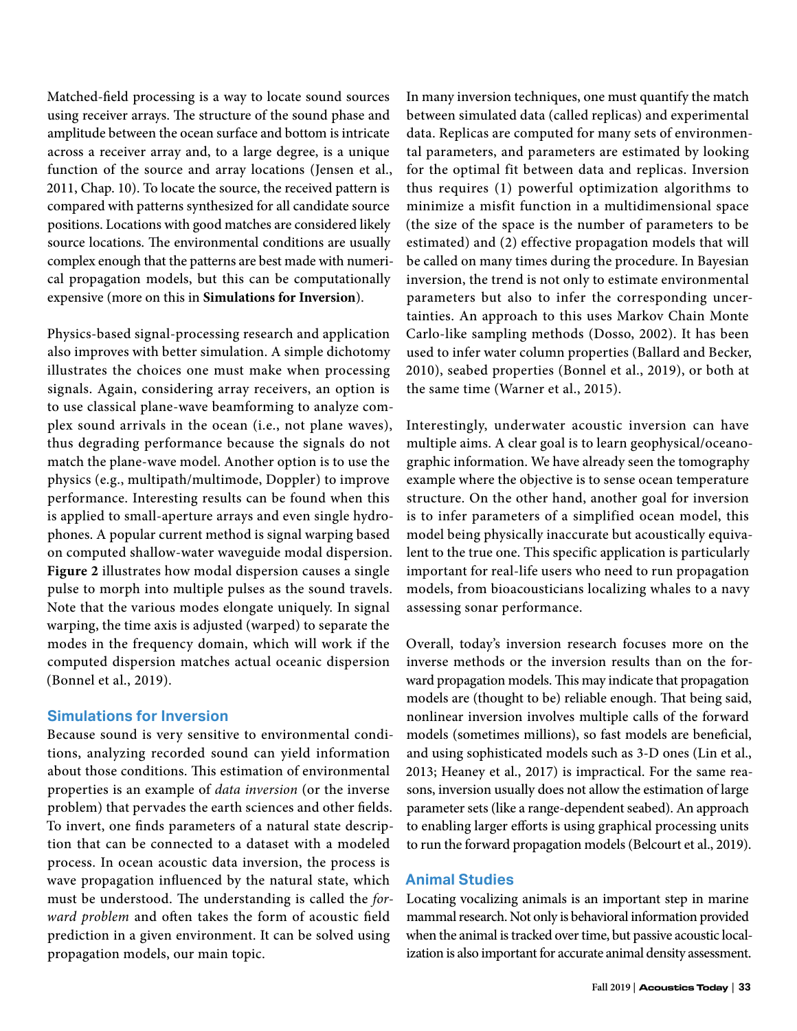Matched-field processing is a way to locate sound sources using receiver arrays. The structure of the sound phase and amplitude between the ocean surface and bottom is intricate across a receiver array and, to a large degree, is a unique function of the source and array locations (Jensen et al., 2011, Chap. 10). To locate the source, the received pattern is compared with patterns synthesized for all candidate source positions. Locations with good matches are considered likely source locations. The environmental conditions are usually complex enough that the patterns are best made with numerical propagation models, but this can be computationally expensive (more on this in **Simulations for Inversion**).

Physics-based signal-processing research and application also improves with better simulation. A simple dichotomy illustrates the choices one must make when processing signals. Again, considering array receivers, an option is to use classical plane-wave beamforming to analyze complex sound arrivals in the ocean (i.e., not plane waves), thus degrading performance because the signals do not match the plane-wave model. Another option is to use the physics (e.g., multipath/multimode, Doppler) to improve performance. Interesting results can be found when this is applied to small-aperture arrays and even single hydrophones. A popular current method is signal warping based on computed shallow-water waveguide modal dispersion. **Figure 2** illustrates how modal dispersion causes a single pulse to morph into multiple pulses as the sound travels. Note that the various modes elongate uniquely. In signal warping, the time axis is adjusted (warped) to separate the modes in the frequency domain, which will work if the computed dispersion matches actual oceanic dispersion (Bonnel et al., 2019).

## Simulations for Inversion

Because sound is very sensitive to environmental conditions, analyzing recorded sound can yield information about those conditions. This estimation of environmental properties is an example of *data inversion* (or the inverse problem) that pervades the earth sciences and other fields. To invert, one finds parameters of a natural state description that can be connected to a dataset with a modeled process. In ocean acoustic data inversion, the process is wave propagation influenced by the natural state, which must be understood. The understanding is called the *forward problem* and often takes the form of acoustic field prediction in a given environment. It can be solved using propagation models, our main topic.

In many inversion techniques, one must quantify the match between simulated data (called replicas) and experimental data. Replicas are computed for many sets of environmental parameters, and parameters are estimated by looking for the optimal fit between data and replicas. Inversion thus requires (1) powerful optimization algorithms to minimize a misfit function in a multidimensional space (the size of the space is the number of parameters to be estimated) and (2) effective propagation models that will be called on many times during the procedure. In Bayesian inversion, the trend is not only to estimate environmental parameters but also to infer the corresponding uncertainties. An approach to this uses Markov Chain Monte Carlo-like sampling methods (Dosso, 2002). It has been used to infer water column properties (Ballard and Becker, 2010), seabed properties (Bonnel et al., 2019), or both at the same time (Warner et al., 2015).

Interestingly, underwater acoustic inversion can have multiple aims. A clear goal is to learn geophysical/oceanographic information. We have already seen the tomography example where the objective is to sense ocean temperature structure. On the other hand, another goal for inversion is to infer parameters of a simplified ocean model, this model being physically inaccurate but acoustically equivalent to the true one. This specific application is particularly important for real-life users who need to run propagation models, from bioacousticians localizing whales to a navy assessing sonar performance.

Overall, today's inversion research focuses more on the inverse methods or the inversion results than on the forward propagation models. This may indicate that propagation models are (thought to be) reliable enough. That being said, nonlinear inversion involves multiple calls of the forward models (sometimes millions), so fast models are beneficial, and using sophisticated models such as 3-D ones (Lin et al., 2013; Heaney et al., 2017) is impractical. For the same reasons, inversion usually does not allow the estimation of large parameter sets (like a range-dependent seabed). An approach to enabling larger efforts is using graphical processing units to run the forward propagation models (Belcourt et al., 2019).

## Animal Studies

Locating vocalizing animals is an important step in marine mammal research. Not only is behavioral information provided when the animal is tracked over time, but passive acoustic localization is also important for accurate animal density assessment.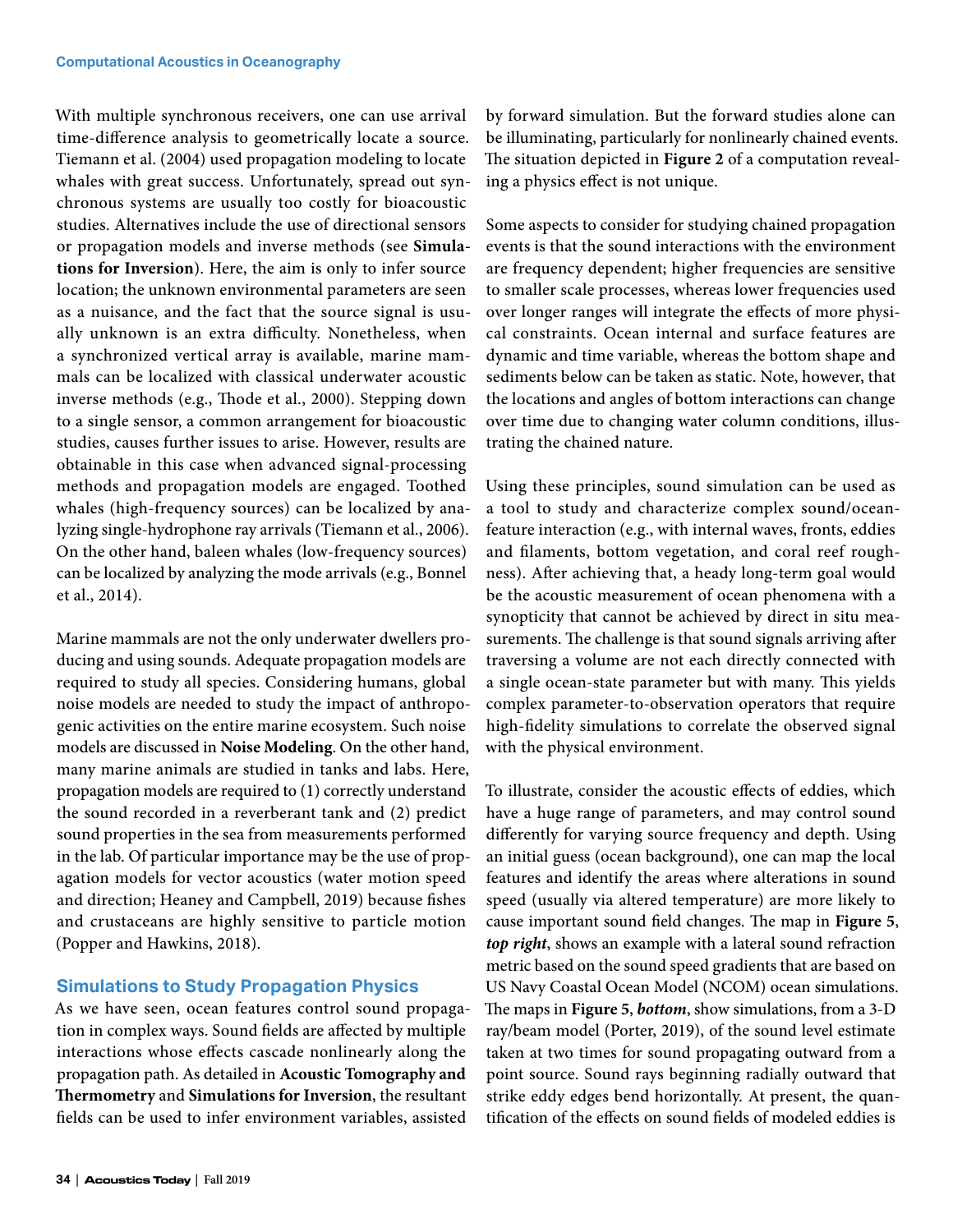With multiple synchronous receivers, one can use arrival time-difference analysis to geometrically locate a source. Tiemann et al. (2004) used propagation modeling to locate whales with great success. Unfortunately, spread out synchronous systems are usually too costly for bioacoustic studies. Alternatives include the use of directional sensors or propagation models and inverse methods (see **Simulations for Inversion**). Here, the aim is only to infer source location; the unknown environmental parameters are seen as a nuisance, and the fact that the source signal is usually unknown is an extra difficulty. Nonetheless, when a synchronized vertical array is available, marine mammals can be localized with classical underwater acoustic inverse methods (e.g., Thode et al., 2000). Stepping down to a single sensor, a common arrangement for bioacoustic studies, causes further issues to arise. However, results are obtainable in this case when advanced signal-processing methods and propagation models are engaged. Toothed whales (high-frequency sources) can be localized by analyzing single-hydrophone ray arrivals (Tiemann et al., 2006). On the other hand, baleen whales (low-frequency sources) can be localized by analyzing the mode arrivals (e.g., Bonnel et al., 2014).

Marine mammals are not the only underwater dwellers producing and using sounds. Adequate propagation models are required to study all species. Considering humans, global noise models are needed to study the impact of anthropogenic activities on the entire marine ecosystem. Such noise models are discussed in **Noise Modeling**. On the other hand, many marine animals are studied in tanks and labs. Here, propagation models are required to (1) correctly understand the sound recorded in a reverberant tank and (2) predict sound properties in the sea from measurements performed in the lab. Of particular importance may be the use of propagation models for vector acoustics (water motion speed and direction; Heaney and Campbell, 2019) because fishes and crustaceans are highly sensitive to particle motion (Popper and Hawkins, 2018).

## Simulations to Study Propagation Physics

As we have seen, ocean features control sound propagation in complex ways. Sound fields are affected by multiple interactions whose effects cascade nonlinearly along the propagation path. As detailed in **Acoustic Tomography and Thermometry** and **Simulations for Inversion**, the resultant fields can be used to infer environment variables, assisted by forward simulation. But the forward studies alone can be illuminating, particularly for nonlinearly chained events. The situation depicted in **Figure 2** of a computation revealing a physics effect is not unique.

Some aspects to consider for studying chained propagation events is that the sound interactions with the environment are frequency dependent; higher frequencies are sensitive to smaller scale processes, whereas lower frequencies used over longer ranges will integrate the effects of more physical constraints. Ocean internal and surface features are dynamic and time variable, whereas the bottom shape and sediments below can be taken as static. Note, however, that the locations and angles of bottom interactions can change over time due to changing water column conditions, illustrating the chained nature.

Using these principles, sound simulation can be used as a tool to study and characterize complex sound/ocean-feature interaction (e.g., with internal waves, fronts, eddies and filaments, bottom vegetation, and coral reef roughness). After achieving that, a heady long-term goal would be the acoustic measurement of ocean phenomena with a synopticity that cannot be achieved by direct in situ measurements. The challenge is that sound signals arriving after traversing a volume are not each directly connected with a single ocean-state parameter but with many. This yields complex parameter-to-observation operators that require high-fidelity simulations to correlate the observed signal with the physical environment.

To illustrate, consider the acoustic effects of eddies, which have a huge range of parameters, and may control sound differently for varying source frequency and depth. Using an initial guess (ocean background), one can map the local features and identify the areas where alterations in sound speed (usually via altered temperature) are more likely to cause important sound field changes. The map in **Figure 5**, ***top right***, shows an example with a lateral sound refraction metric based on the sound speed gradients that are based on US Navy Coastal Ocean Model (NCOM) ocean simulations. The maps in **Figure 5**, ***bottom***, show simulations, from a 3-D ray/beam model (Porter, 2019), of the sound level estimate taken at two times for sound propagating outward from a point source. Sound rays beginning radially outward that strike eddy edges bend horizontally. At present, the quantification of the effects on sound fields of modeled eddies is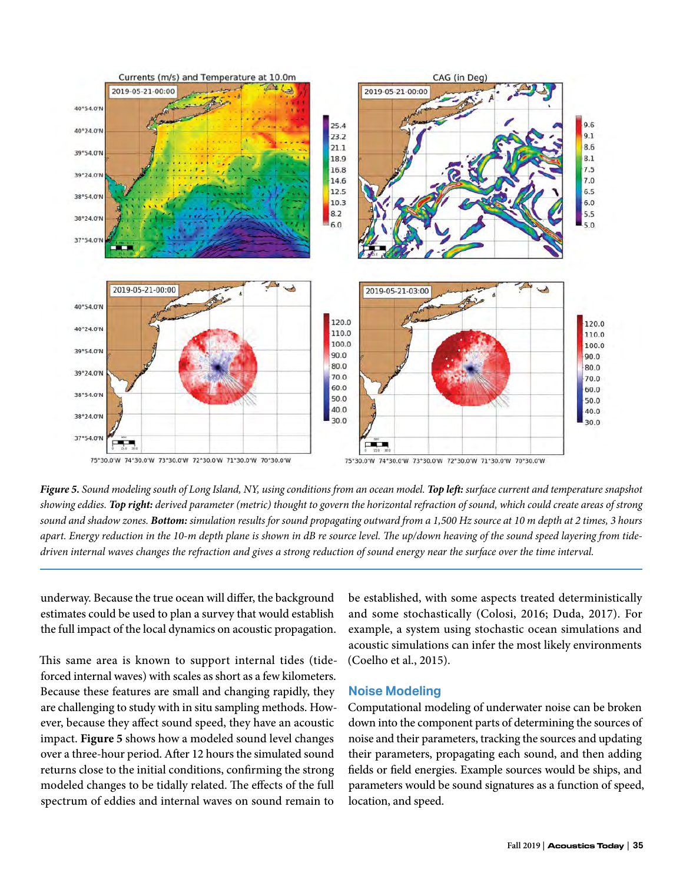*Figure 5. Sound modeling south of Long Island, NY, using conditions from an ocean model.* ***Top left:*** *surface current and temperature snapshot showing eddies.* ***Top right:*** *derived parameter (metric) thought to govern the horizontal refraction of sound, which could create areas of strong sound and shadow zones.* ***Bottom:*** *simulation results for sound propagating outward from a 1,500 Hz source at 10 m depth at 2 times, 3 hours apart. Energy reduction in the 10-m depth plane is shown in dB re source level. The up/down heaving of the sound speed layering from tide-driven internal waves changes the refraction and gives a strong reduction of sound energy near the surface over the time interval.*

underway. Because the true ocean will differ, the background estimates could be used to plan a survey that would establish the full impact of the local dynamics on acoustic propagation.

This same area is known to support internal tides (tide-forced internal waves) with scales as short as a few kilometers. Because these features are small and changing rapidly, they are challenging to study with in situ sampling methods. However, because they affect sound speed, they have an acoustic impact. **Figure 5** shows how a modeled sound level changes over a three-hour period. After 12 hours the simulated sound returns close to the initial conditions, confirming the strong modeled changes to be tidally related. The effects of the full spectrum of eddies and internal waves on sound remain to be established, with some aspects treated deterministically and some stochastically (Colosi, 2016; Duda, 2017). For example, a system using stochastic ocean simulations and acoustic simulations can infer the most likely environments (Coelho et al., 2015).

## Noise Modeling

Computational modeling of underwater noise can be broken down into the component parts of determining the sources of noise and their parameters, tracking the sources and updating their parameters, propagating each sound, and then adding fields or field energies. Example sources would be ships, and parameters would be sound signatures as a function of speed, location, and speed.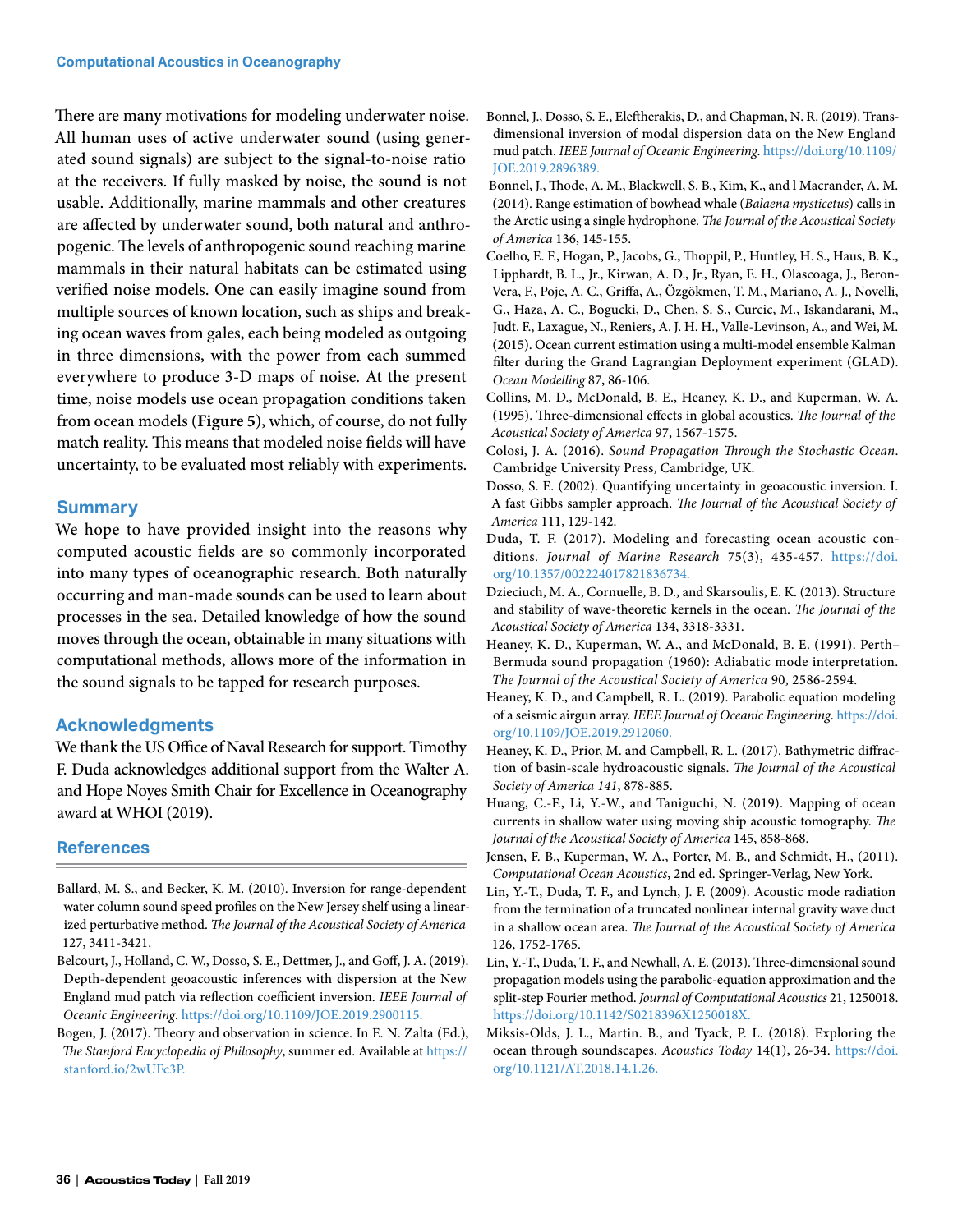There are many motivations for modeling underwater noise. All human uses of active underwater sound (using generated sound signals) are subject to the signal-to-noise ratio at the receivers. If fully masked by noise, the sound is not usable. Additionally, marine mammals and other creatures are affected by underwater sound, both natural and anthropogenic. The levels of anthropogenic sound reaching marine mammals in their natural habitats can be estimated using verified noise models. One can easily imagine sound from multiple sources of known location, such as ships and breaking ocean waves from gales, each being modeled as outgoing in three dimensions, with the power from each summed everywhere to produce 3-D maps of noise. At the present time, noise models use ocean propagation conditions taken from ocean models (**Figure 5**), which, of course, do not fully match reality. This means that modeled noise fields will have uncertainty, to be evaluated most reliably with experiments.

## Summary

We hope to have provided insight into the reasons why computed acoustic fields are so commonly incorporated into many types of oceanographic research. Both naturally occurring and man-made sounds can be used to learn about processes in the sea. Detailed knowledge of how the sound moves through the ocean, obtainable in many situations with computational methods, allows more of the information in the sound signals to be tapped for research purposes.

## Acknowledgments

We thank the US Office of Naval Research for support. Timothy F. Duda acknowledges additional support from the Walter A. and Hope Noyes Smith Chair for Excellence in Oceanography award at WHOI (2019).

## References

Ballard, M. S., and Becker, K. M. (2010). Inversion for range-dependent water column sound speed profiles on the New Jersey shelf using a linearized perturbative method. *The Journal of the Acoustical Society of America* 127, 3411-3421.

Belcourt, J., Holland, C. W., Dosso, S. E., Dettmer, J., and Goff, J. A. (2019). Depth-dependent geoacoustic inferences with dispersion at the New England mud patch via reflection coefficient inversion. *IEEE Journal of Oceanic Engineering*. https://doi.org/10.1109/JOE.2019.2900115.

Bogen, J. (2017). Theory and observation in science. In E. N. Zalta (Ed.), *The Stanford Encyclopedia of Philosophy*, summer ed. Available at https://stanford.io/2wUFc3P.

Bonnel, J., Dosso, S. E., Eleftherakis, D., and Chapman, N. R. (2019). Trans-dimensional inversion of modal dispersion data on the New England mud patch. *IEEE Journal of Oceanic Engineering*. https://doi.org/10.1109/JOE.2019.2896389.

Bonnel, J., Thode, A. M., Blackwell, S. B., Kim, K., and l Macrander, A. M. (2014). Range estimation of bowhead whale (*Balaena mysticetus*) calls in the Arctic using a single hydrophone. *The Journal of the Acoustical Society of America* 136, 145-155.

Coelho, E. F., Hogan, P., Jacobs, G., Thoppil, P., Huntley, H. S., Haus, B. K., Lipphardt, B. L., Jr., Kirwan, A. D., Jr., Ryan, E. H., Olascoaga, J., Beron-Vera, F., Poje, A. C., Griffa, A., Özgökmen, T. M., Mariano, A. J., Novelli, G., Haza, A. C., Bogucki, D., Chen, S. S., Curcic, M., Iskandarani, M., Judt. F., Laxague, N., Reniers, A. J. H. H., Valle-Levinson, A., and Wei, M. (2015). Ocean current estimation using a multi-model ensemble Kalman filter during the Grand Lagrangian Deployment experiment (GLAD). *Ocean Modelling* 87, 86-106.

Collins, M. D., McDonald, B. E., Heaney, K. D., and Kuperman, W. A. (1995). Three-dimensional effects in global acoustics. *The Journal of the Acoustical Society of America* 97, 1567-1575.

Colosi, J. A. (2016). *Sound Propagation Through the Stochastic Ocean*. Cambridge University Press, Cambridge, UK.

Dosso, S. E. (2002). Quantifying uncertainty in geoacoustic inversion. I. A fast Gibbs sampler approach. *The Journal of the Acoustical Society of America* 111, 129-142.

Duda, T. F. (2017). Modeling and forecasting ocean acoustic conditions. *Journal of Marine Research* 75(3), 435-457. https://doi.org/10.1357/002224017821836734.

Dzieciuch, M. A., Cornuelle, B. D., and Skarsoulis, E. K. (2013). Structure and stability of wave-theoretic kernels in the ocean. *The Journal of the Acoustical Society of America* 134, 3318-3331.

Heaney, K. D., Kuperman, W. A., and McDonald, B. E. (1991). Perth–Bermuda sound propagation (1960): Adiabatic mode interpretation. *The Journal of the Acoustical Society of America* 90, 2586-2594.

Heaney, K. D., and Campbell, R. L. (2019). Parabolic equation modeling of a seismic airgun array. *IEEE Journal of Oceanic Engineering*. https://doi.org/10.1109/JOE.2019.2912060.

Heaney, K. D., Prior, M. and Campbell, R. L. (2017). Bathymetric diffraction of basin-scale hydroacoustic signals. *The Journal of the Acoustical Society of America 141*, 878-885.

Huang, C.-F., Li, Y.-W., and Taniguchi, N. (2019). Mapping of ocean currents in shallow water using moving ship acoustic tomography. *The Journal of the Acoustical Society of America* 145, 858-868.

Jensen, F. B., Kuperman, W. A., Porter, M. B., and Schmidt, H., (2011). *Computational Ocean Acoustics*, 2nd ed. Springer-Verlag, New York.

Lin, Y.-T., Duda, T. F., and Lynch, J. F. (2009). Acoustic mode radiation from the termination of a truncated nonlinear internal gravity wave duct in a shallow ocean area. *The Journal of the Acoustical Society of America* 126, 1752-1765.

Lin, Y.-T., Duda, T. F., and Newhall, A. E. (2013). Three-dimensional sound propagation models using the parabolic-equation approximation and the split-step Fourier method. *Journal of Computational Acoustics* 21, 1250018. https://doi.org/10.1142/S0218396X1250018X.

Miksis-Olds, J. L., Martin. B., and Tyack, P. L. (2018). Exploring the ocean through soundscapes. *Acoustics Today* 14(1), 26-34. https://doi.org/10.1121/AT.2018.14.1.26.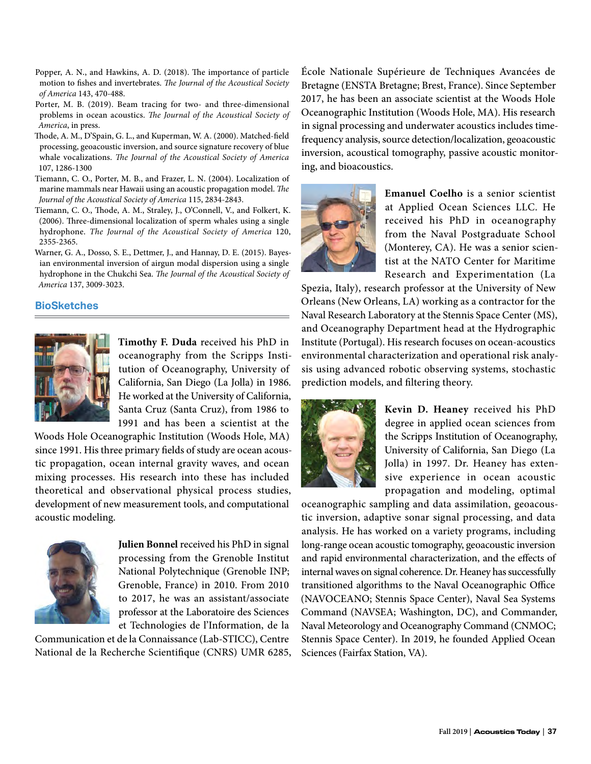Popper, A. N., and Hawkins, A. D. (2018). The importance of particle motion to fishes and invertebrates. *The Journal of the Acoustical Society of America* 143, 470-488.

Porter, M. B. (2019). Beam tracing for two- and three-dimensional problems in ocean acoustics. *The Journal of the Acoustical Society of America*, in press.

Thode, A. M., D'Spain, G. L., and Kuperman, W. A. (2000). Matched-field processing, geoacoustic inversion, and source signature recovery of blue whale vocalizations. *The Journal of the Acoustical Society of America* 107, 1286-1300

Tiemann, C. O., Porter, M. B., and Frazer, L. N. (2004). Localization of marine mammals near Hawaii using an acoustic propagation model. *The Journal of the Acoustical Society of America* 115, 2834-2843.

Tiemann, C. O., Thode, A. M., Straley, J., O'Connell, V., and Folkert, K. (2006). Three-dimensional localization of sperm whales using a single hydrophone. *The Journal of the Acoustical Society of America* 120, 2355-2365.

Warner, G. A., Dosso, S. E., Dettmer, J., and Hannay, D. E. (2015). Bayesian environmental inversion of airgun modal dispersion using a single hydrophone in the Chukchi Sea. *The Journal of the Acoustical Society of America* 137, 3009-3023.

## BioSketches

**Timothy F. Duda** received his PhD in oceanography from the Scripps Institution of Oceanography, University of California, San Diego (La Jolla) in 1986. He worked at the University of California, Santa Cruz (Santa Cruz), from 1986 to 1991 and has been a scientist at the Woods Hole Oceanographic Institution (Woods Hole, MA) since 1991. His three primary fields of study are ocean acoustic propagation, ocean internal gravity waves, and ocean mixing processes. His research into these has included theoretical and observational physical process studies, development of new measurement tools, and computational acoustic modeling.

**Julien Bonnel** received his PhD in signal processing from the Grenoble Institut National Polytechnique (Grenoble INP; Grenoble, France) in 2010. From 2010 to 2017, he was an assistant/associate professor at the Laboratoire des Sciences et Technologies de l'Information, de la Communication et de la Connaissance (Lab-STICC), Centre National de la Recherche Scientifique (CNRS) UMR 6285, École Nationale Supérieure de Techniques Avancées de Bretagne (ENSTA Bretagne; Brest, France). Since September 2017, he has been an associate scientist at the Woods Hole Oceanographic Institution (Woods Hole, MA). His research in signal processing and underwater acoustics includes time-frequency analysis, source detection/localization, geoacoustic inversion, acoustical tomography, passive acoustic monitoring, and bioacoustics.

**Emanuel Coelho** is a senior scientist at Applied Ocean Sciences LLC. He received his PhD in oceanography from the Naval Postgraduate School (Monterey, CA). He was a senior scientist at the NATO Center for Maritime Research and Experimentation (La Spezia, Italy), research professor at the University of New Orleans (New Orleans, LA) working as a contractor for the Naval Research Laboratory at the Stennis Space Center (MS), and Oceanography Department head at the Hydrographic Institute (Portugal). His research focuses on ocean-acoustics environmental characterization and operational risk analysis using advanced robotic observing systems, stochastic prediction models, and filtering theory.

**Kevin D. Heaney** received his PhD degree in applied ocean sciences from the Scripps Institution of Oceanography, University of California, San Diego (La Jolla) in 1997. Dr. Heaney has extensive experience in ocean acoustic propagation and modeling, optimal oceanographic sampling and data assimilation, geoacoustic inversion, adaptive sonar signal processing, and data analysis. He has worked on a variety programs, including long-range ocean acoustic tomography, geoacoustic inversion and rapid environmental characterization, and the effects of internal waves on signal coherence. Dr. Heaney has successfully transitioned algorithms to the Naval Oceanographic Office (NAVOCEANO; Stennis Space Center), Naval Sea Systems Command (NAVSEA; Washington, DC), and Commander, Naval Meteorology and Oceanography Command (CNMOC; Stennis Space Center). In 2019, he founded Applied Ocean Sciences (Fairfax Station, VA).